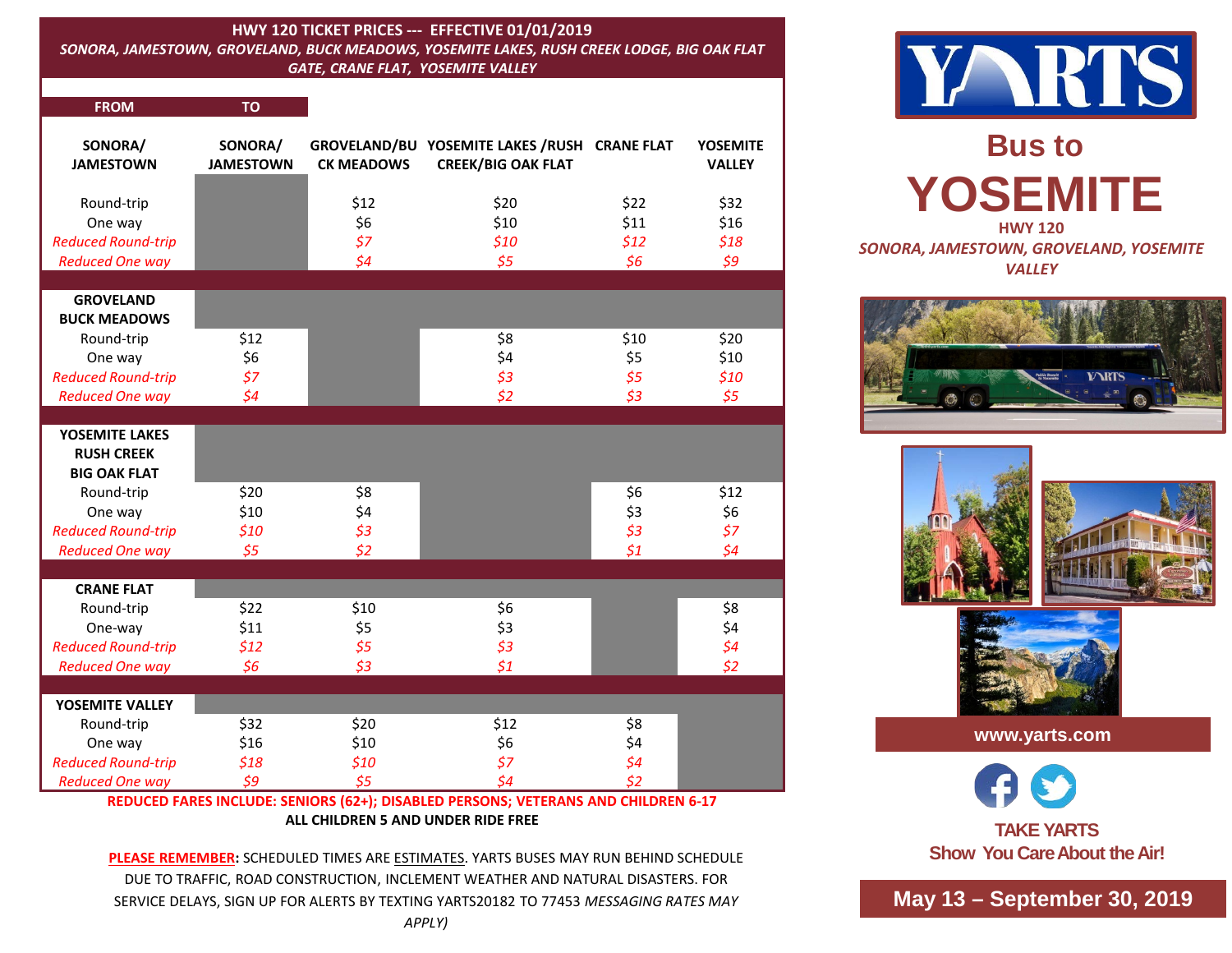## HWY 120 TICKET PRICES --- EFFECTIVE 01/01/2019

*SONORA, JAMESTOWN, GROVELAND, BUCK MEADOWS, YOSEMITE LAKES, RUSH CREEK LODGE, BIG OAK FLAT GATE, CRANE FLAT, YOSEMITE VALLEY*

| FROM | TO: SONORA/ JAMESTOWN | GROVELAND/BUCK MEADOWS | YOSEMITE LAKES /RUSH CREEK/BIG OAK FLAT | CRANE FLAT | YOSEMITE VALLEY |
|---|---|---|---|---|---|
| **SONORA/ JAMESTOWN** | | | | | |
| Round-trip | | $12 | $20 | $22 | $32 |
| One way | | $6 | $10 | $11 | $16 |
| *Reduced Round-trip* | | *$7* | *$10* | *$12* | *$18* |
| *Reduced One way* | | *$4* | *$5* | *$6* | *$9* |
| **GROVELAND BUCK MEADOWS** | | | | | |
| Round-trip | $12 | | $8 | $10 | $20 |
| One way | $6 | | $4 | $5 | $10 |
| *Reduced Round-trip* | *$7* | | *$3* | *$5* | *$10* |
| *Reduced One way* | *$4* | | *$2* | *$3* | *$5* |
| **YOSEMITE LAKES RUSH CREEK BIG OAK FLAT** | | | | | |
| Round-trip | $20 | $8 | | $6 | $12 |
| One way | $10 | $4 | | $3 | $6 |
| *Reduced Round-trip* | *$10* | *$3* | | *$3* | *$7* |
| *Reduced One way* | *$5* | *$2* | | *$1* | *$4* |
| **CRANE FLAT** | | | | | |
| Round-trip | $22 | $10 | $6 | | $8 |
| One-way | $11 | $5 | $3 | | $4 |
| *Reduced Round-trip* | *$12* | *$5* | *$3* | | *$4* |
| *Reduced One way* | *$6* | *$3* | *$1* | | *$2* |
| **YOSEMITE VALLEY** | | | | | |
| Round-trip | $32 | $20 | $12 | $8 | |
| One way | $16 | $10 | $6 | $4 | |
| *Reduced Round-trip* | *$18* | *$10* | *$7* | *$4* | |
| *Reduced One way* | *$9* | *$5* | *$4* | *$2* | |

**REDUCED FARES INCLUDE: SENIORS (62+); DISABLED PERSONS; VETERANS AND CHILDREN 6-17**

**ALL CHILDREN 5 AND UNDER RIDE FREE**

**PLEASE REMEMBER:** SCHEDULED TIMES ARE ESTIMATES. YARTS BUSES MAY RUN BEHIND SCHEDULE DUE TO TRAFFIC, ROAD CONSTRUCTION, INCLEMENT WEATHER AND NATURAL DISASTERS. FOR SERVICE DELAYS, SIGN UP FOR ALERTS BY TEXTING YARTS20182 TO 77453 *MESSAGING RATES MAY APPLY)*

# YARTS

## Bus to YOSEMITE

**HWY 120**

*SONORA, JAMESTOWN, GROVELAND, YOSEMITE VALLEY*

www.yarts.com

**TAKE YARTS**
**Show You Care About the Air!**

**May 13 – September 30, 2019**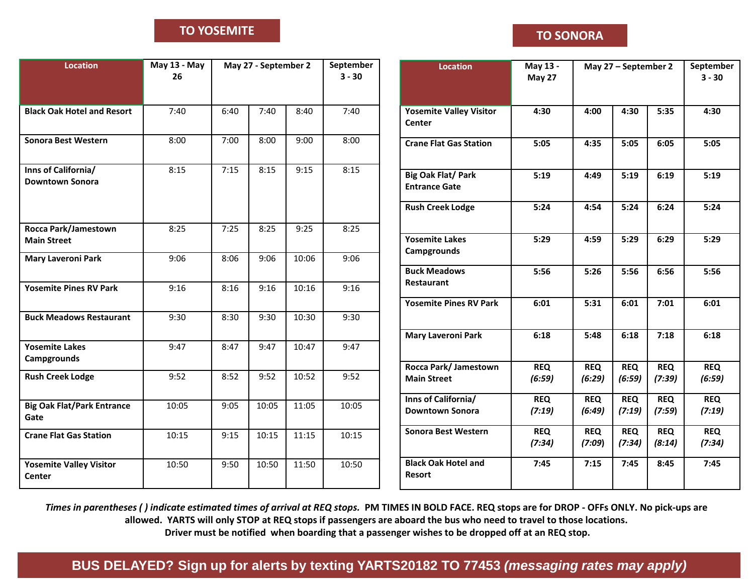## TO YOSEMITE

| Location | May 13 - May 26 | May 27 - September 2 | | | September 3 - 30 |
|---|---|---|---|---|---|
| Black Oak Hotel and Resort | 7:40 | 6:40 | 7:40 | 8:40 | 7:40 |
| Sonora Best Western | 8:00 | 7:00 | 8:00 | 9:00 | 8:00 |
| Inns of California/ Downtown Sonora | 8:15 | 7:15 | 8:15 | 9:15 | 8:15 |
| Rocca Park/Jamestown Main Street | 8:25 | 7:25 | 8:25 | 9:25 | 8:25 |
| Mary Laveroni Park | 9:06 | 8:06 | 9:06 | 10:06 | 9:06 |
| Yosemite Pines RV Park | 9:16 | 8:16 | 9:16 | 10:16 | 9:16 |
| Buck Meadows Restaurant | 9:30 | 8:30 | 9:30 | 10:30 | 9:30 |
| Yosemite Lakes Campgrounds | 9:47 | 8:47 | 9:47 | 10:47 | 9:47 |
| Rush Creek Lodge | 9:52 | 8:52 | 9:52 | 10:52 | 9:52 |
| Big Oak Flat/Park Entrance Gate | 10:05 | 9:05 | 10:05 | 11:05 | 10:05 |
| Crane Flat Gas Station | 10:15 | 9:15 | 10:15 | 11:15 | 10:15 |
| Yosemite Valley Visitor Center | 10:50 | 9:50 | 10:50 | 11:50 | 10:50 |

## TO SONORA

| Location | May 13 - May 27 | May 27 – September 2 | | | September 3 - 30 |
|---|---|---|---|---|---|
| Yosemite Valley Visitor Center | **4:30** | **4:00** | **4:30** | **5:35** | **4:30** |
| Crane Flat Gas Station | **5:05** | **4:35** | **5:05** | **6:05** | **5:05** |
| Big Oak Flat/ Park Entrance Gate | **5:19** | **4:49** | **5:19** | **6:19** | **5:19** |
| Rush Creek Lodge | **5:24** | **4:54** | **5:24** | **6:24** | **5:24** |
| Yosemite Lakes Campgrounds | **5:29** | **4:59** | **5:29** | **6:29** | **5:29** |
| Buck Meadows Restaurant | **5:56** | **5:26** | **5:56** | **6:56** | **5:56** |
| Yosemite Pines RV Park | **6:01** | **5:31** | **6:01** | **7:01** | **6:01** |
| Mary Laveroni Park | **6:18** | **5:48** | **6:18** | **7:18** | **6:18** |
| Rocca Park/ Jamestown Main Street | **REQ *(6:59)*** | **REQ *(6:29)*** | **REQ *(6:59)*** | **REQ *(7:39)*** | **REQ *(6:59)*** |
| Inns of California/ Downtown Sonora | **REQ *(7:19)*** | **REQ *(6:49)*** | **REQ *(7:19)*** | **REQ *(7:59)*** | **REQ *(7:19)*** |
| Sonora Best Western | **REQ *(7:34)*** | **REQ *(7:09)*** | **REQ *(7:34)*** | **REQ *(8:14)*** | **REQ *(7:34)*** |
| Black Oak Hotel and Resort | **7:45** | **7:15** | **7:45** | **8:45** | **7:45** |

***Times in parentheses ( ) indicate estimated times of arrival at REQ stops.*** **PM TIMES IN BOLD FACE. REQ stops are for DROP - OFFs ONLY. No pick-ups are allowed. YARTS will only STOP at REQ stops if passengers are aboard the bus who need to travel to those locations.**
**Driver must be notified when boarding that a passenger wishes to be dropped off at an REQ stop.**

**BUS DELAYED? Sign up for alerts by texting YARTS20182 TO 77453 *(messaging rates may apply)***